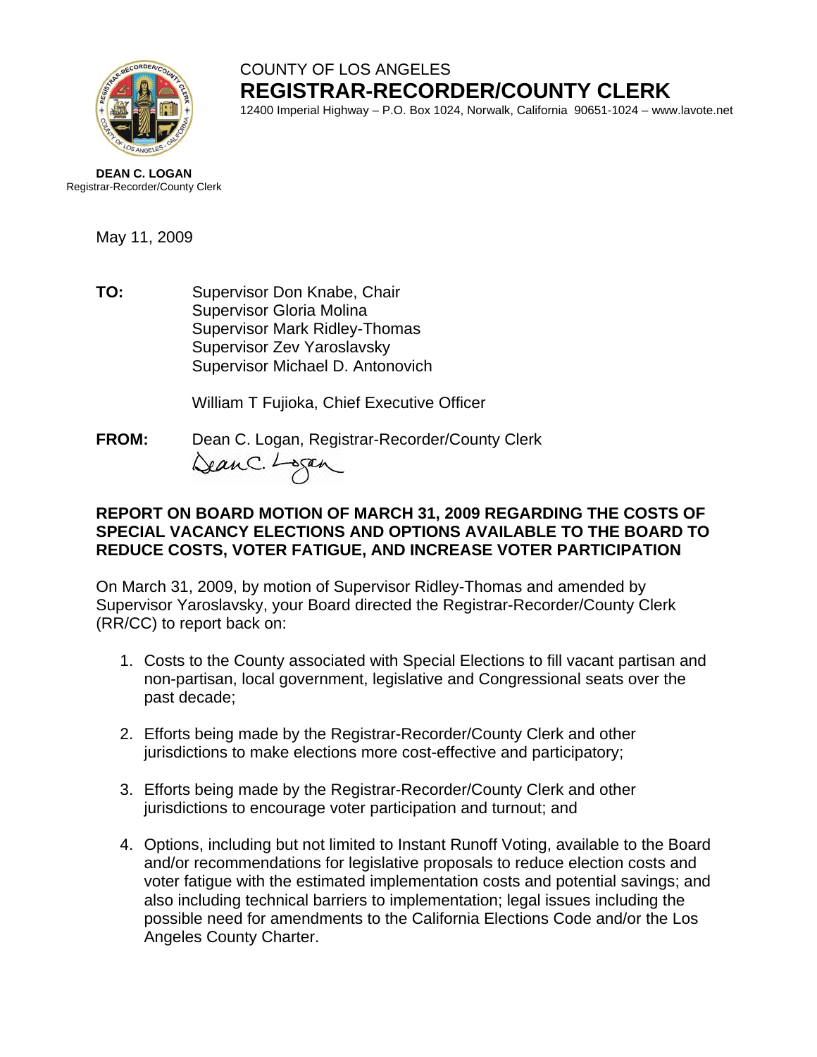COUNTY OF LOS ANGELES
**REGISTRAR-RECORDER/COUNTY CLERK**
12400 Imperial Highway – P.O. Box 1024, Norwalk, California 90651-1024 – www.lavote.net

**DEAN C. LOGAN**
Registrar-Recorder/County Clerk

May 11, 2009

**TO:** Supervisor Don Knabe, Chair
Supervisor Gloria Molina
Supervisor Mark Ridley-Thomas
Supervisor Zev Yaroslavsky
Supervisor Michael D. Antonovich

William T Fujioka, Chief Executive Officer

**FROM:** Dean C. Logan, Registrar-Recorder/County Clerk

**REPORT ON BOARD MOTION OF MARCH 31, 2009 REGARDING THE COSTS OF SPECIAL VACANCY ELECTIONS AND OPTIONS AVAILABLE TO THE BOARD TO REDUCE COSTS, VOTER FATIGUE, AND INCREASE VOTER PARTICIPATION**

On March 31, 2009, by motion of Supervisor Ridley-Thomas and amended by Supervisor Yaroslavsky, your Board directed the Registrar-Recorder/County Clerk (RR/CC) to report back on:

1. Costs to the County associated with Special Elections to fill vacant partisan and non-partisan, local government, legislative and Congressional seats over the past decade;
2. Efforts being made by the Registrar-Recorder/County Clerk and other jurisdictions to make elections more cost-effective and participatory;
3. Efforts being made by the Registrar-Recorder/County Clerk and other jurisdictions to encourage voter participation and turnout; and
4. Options, including but not limited to Instant Runoff Voting, available to the Board and/or recommendations for legislative proposals to reduce election costs and voter fatigue with the estimated implementation costs and potential savings; and also including technical barriers to implementation; legal issues including the possible need for amendments to the California Elections Code and/or the Los Angeles County Charter.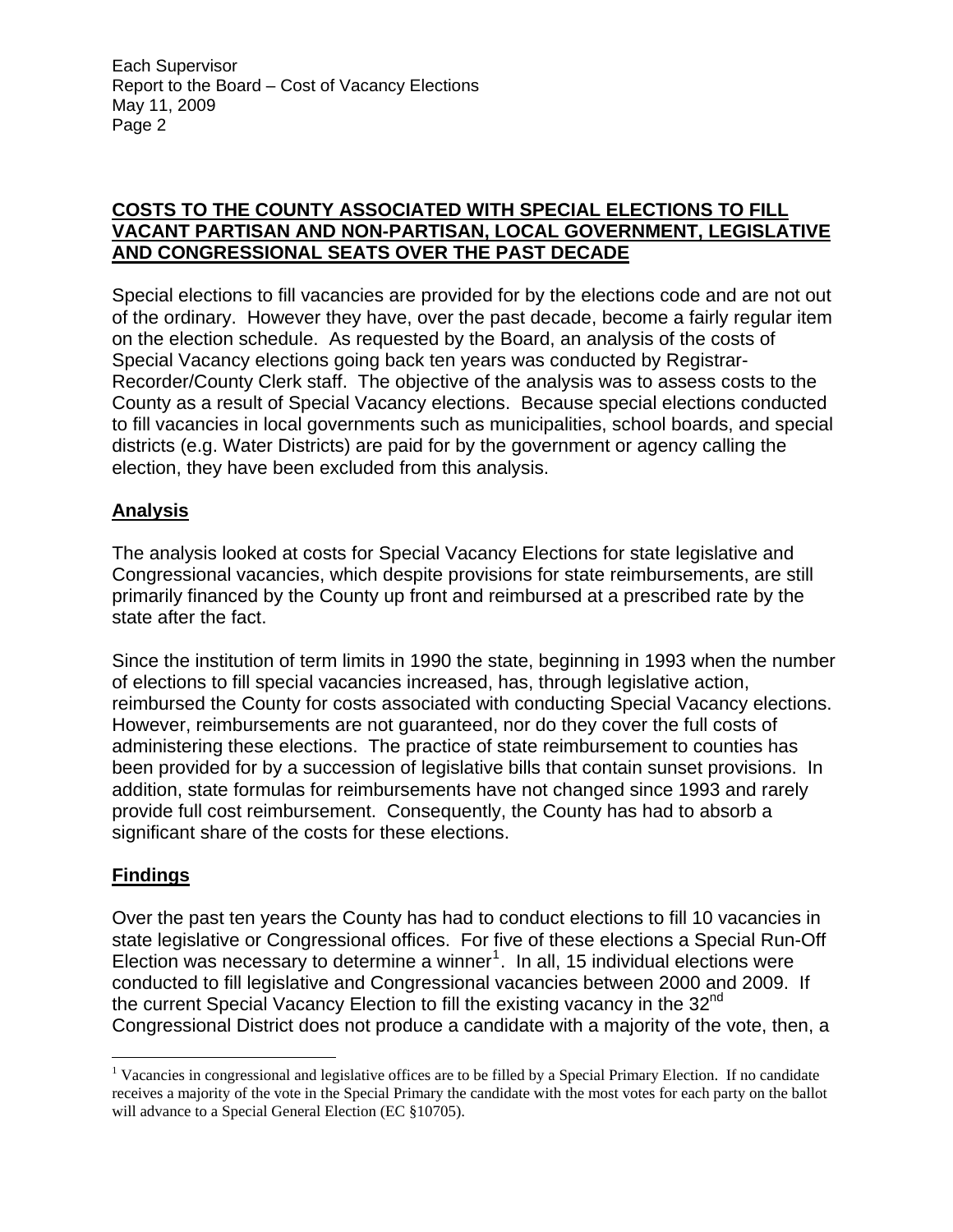## COSTS TO THE COUNTY ASSOCIATED WITH SPECIAL ELECTIONS TO FILL VACANT PARTISAN AND NON-PARTISAN, LOCAL GOVERNMENT, LEGISLATIVE AND CONGRESSIONAL SEATS OVER THE PAST DECADE

Special elections to fill vacancies are provided for by the elections code and are not out of the ordinary. However they have, over the past decade, become a fairly regular item on the election schedule. As requested by the Board, an analysis of the costs of Special Vacancy elections going back ten years was conducted by Registrar-Recorder/County Clerk staff. The objective of the analysis was to assess costs to the County as a result of Special Vacancy elections. Because special elections conducted to fill vacancies in local governments such as municipalities, school boards, and special districts (e.g. Water Districts) are paid for by the government or agency calling the election, they have been excluded from this analysis.

### Analysis

The analysis looked at costs for Special Vacancy Elections for state legislative and Congressional vacancies, which despite provisions for state reimbursements, are still primarily financed by the County up front and reimbursed at a prescribed rate by the state after the fact.

Since the institution of term limits in 1990 the state, beginning in 1993 when the number of elections to fill special vacancies increased, has, through legislative action, reimbursed the County for costs associated with conducting Special Vacancy elections. However, reimbursements are not guaranteed, nor do they cover the full costs of administering these elections. The practice of state reimbursement to counties has been provided for by a succession of legislative bills that contain sunset provisions. In addition, state formulas for reimbursements have not changed since 1993 and rarely provide full cost reimbursement. Consequently, the County has had to absorb a significant share of the costs for these elections.

### Findings

Over the past ten years the County has had to conduct elections to fill 10 vacancies in state legislative or Congressional offices. For five of these elections a Special Run-Off Election was necessary to determine a winner[1]. In all, 15 individual elections were conducted to fill legislative and Congressional vacancies between 2000 and 2009. If the current Special Vacancy Election to fill the existing vacancy in the 32nd Congressional District does not produce a candidate with a majority of the vote, then, a

---

[1] Vacancies in congressional and legislative offices are to be filled by a Special Primary Election. If no candidate receives a majority of the vote in the Special Primary the candidate with the most votes for each party on the ballot will advance to a Special General Election (EC §10705).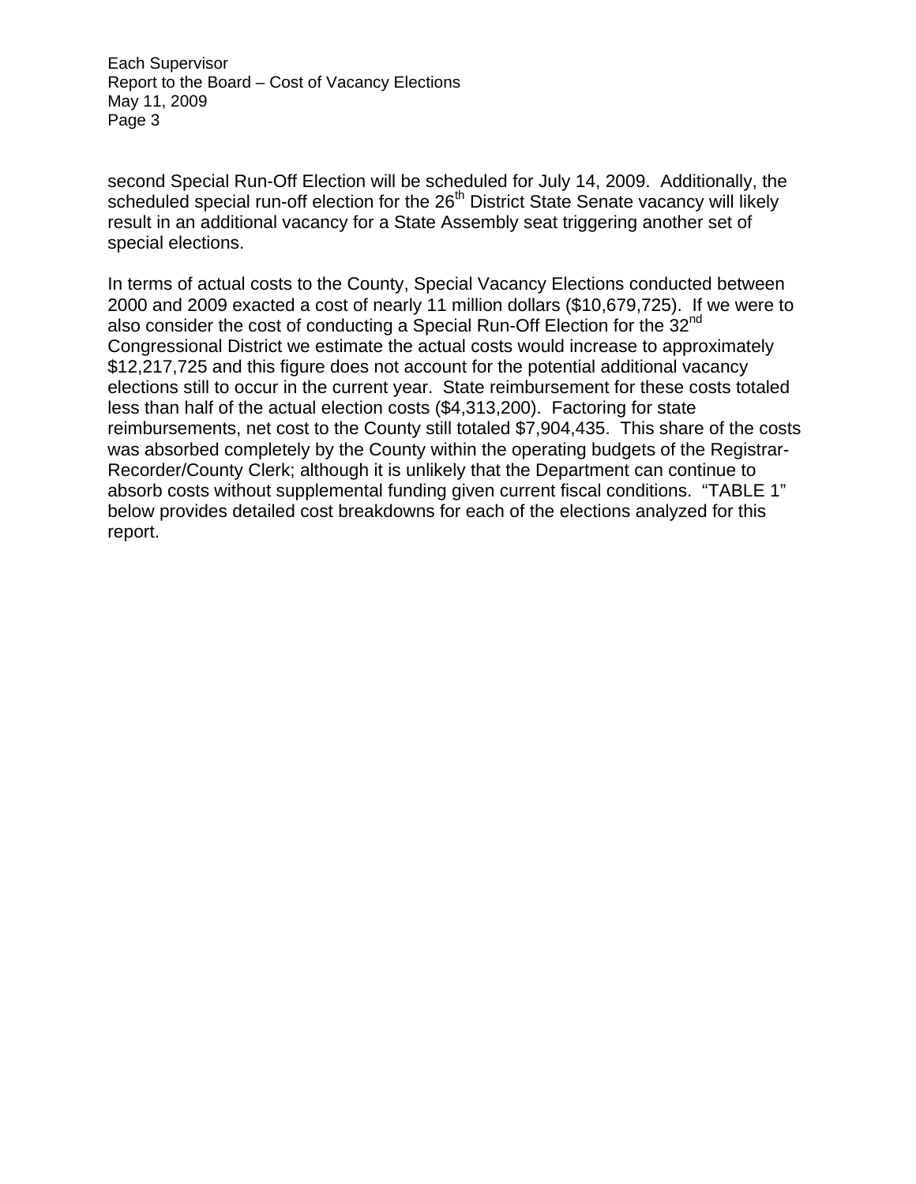second Special Run-Off Election will be scheduled for July 14, 2009. Additionally, the scheduled special run-off election for the 26th District State Senate vacancy will likely result in an additional vacancy for a State Assembly seat triggering another set of special elections.

In terms of actual costs to the County, Special Vacancy Elections conducted between 2000 and 2009 exacted a cost of nearly 11 million dollars ($10,679,725). If we were to also consider the cost of conducting a Special Run-Off Election for the 32nd Congressional District we estimate the actual costs would increase to approximately $12,217,725 and this figure does not account for the potential additional vacancy elections still to occur in the current year. State reimbursement for these costs totaled less than half of the actual election costs ($4,313,200). Factoring for state reimbursements, net cost to the County still totaled $7,904,435. This share of the costs was absorbed completely by the County within the operating budgets of the Registrar-Recorder/County Clerk; although it is unlikely that the Department can continue to absorb costs without supplemental funding given current fiscal conditions. "TABLE 1" below provides detailed cost breakdowns for each of the elections analyzed for this report.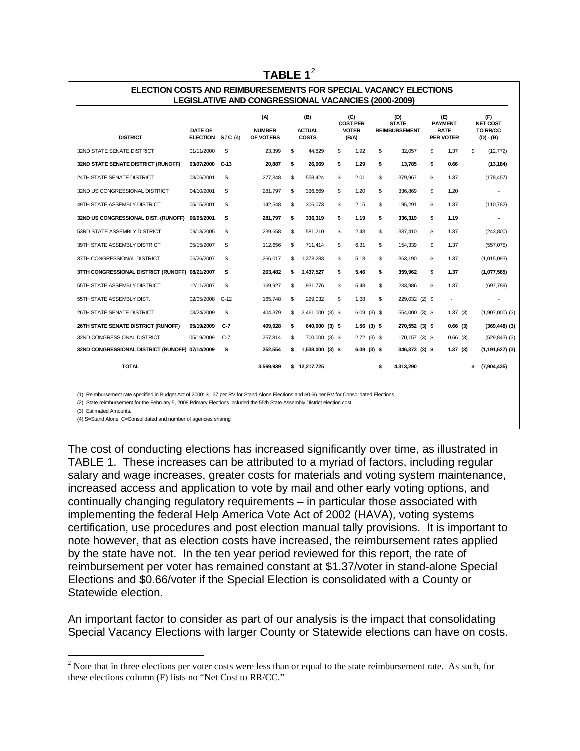# TABLE 1[2]

**ELECTION COSTS AND REIMBURESEMENTS FOR SPECIAL VACANCY ELECTIONS**
**LEGISLATIVE AND CONGRESSIONAL VACANCIES (2000-2009)**

| DISTRICT | DATE OF ELECTION | S / C (4) | (A) NUMBER OF VOTERS | (B) ACTUAL COSTS | (C) COST PER VOTER (B/A) | (D) STATE REIMBURSEMENT | (E) PAYMENT RATE PER VOTER | (F) NET COST TO RR/CC (D) - (B) |
|---|---|---|---|---|---|---|---|---|
| 32ND STATE SENATE DISTRICT | 01/11/2000 | S | 23,399 | $ 44,829 | $ 1.92 | $ 32,057 | $ 1.37 | $ (12,772) |
| **32ND STATE SENATE DISTRICT (RUNOFF)** | **03/07/2000** | **C-13** | **20,887** | **$ 26,969** | **$ 1.29** | **$ 13,785** | **$ 0.66** | **(13,184)** |
| 24TH STATE SENATE DISTRICT | 03/06/2001 | S | 277,348 | $ 558,424 | $ 2.01 | $ 379,967 | $ 1.37 | (178,457) |
| 32ND US CONGRESSIONAL DISTRICT | 04/10/2001 | S | 281,797 | $ 336,869 | $ 1.20 | $ 336,869 | $ 1.20 | - |
| 49TH STATE ASSEMBLY DISTRICT | 05/15/2001 | S | 142,548 | $ 306,073 | $ 2.15 | $ 195,291 | $ 1.37 | (110,782) |
| **32ND US CONGRESSIONAL DIST. (RUNOFF)** | **06/05/2001** | **S** | **281,797** | **$ 336,319** | **$ 1.19** | **$ 336,319** | **$ 1.19** | **-** |
| 53RD STATE ASSEMBLY DISTRICT | 09/13/2005 | S | 239,658 | $ 581,210 | $ 2.43 | $ 337,410 | $ 1.37 | (243,800) |
| 39TH STATE ASSEMBLY DISTRICT | 05/15/2007 | S | 112,656 | $ 711,414 | $ 6.31 | $ 154,339 | $ 1.37 | (557,075) |
| 37TH CONGRESSIONAL DISTRICT | 06/26/2007 | S | 266,017 | $ 1,378,283 | $ 5.18 | $ 363,190 | $ 1.37 | (1,015,093) |
| **37TH CONGRESSIONAL DISTRICT (RUNOFF)** | **08/21/2007** | **S** | **263,482** | **$ 1,437,527** | **$ 5.46** | **$ 359,962** | **$ 1.37** | **(1,077,565)** |
| 55TH STATE ASSEMBLY DISTRICT | 12/11/2007 | S | 169,927 | $ 931,776 | $ 5.48 | $ 233,986 | $ 1.37 | (697,789) |
| 55TH STATE ASSEMBLY DIST. | 02/05/2008 | C-12 | 165,748 | $ 229,032 | $ 1.38 | $ 229,032 (2) | $ - | - |
| 26TH STATE SENATE DISTRICT | 03/24/2009 | S | 404,379 | $ 2,461,000 (3) | $ 6.09 (3) | $ 554,000 (3) | $ 1.37 (3) | (1,907,000) (3) |
| **26TH STATE SENATE DISTRICT (RUNOFF)** | **05/19/2009** | **C-7** | **409,928** | **$ 640,000 (3)** | **$ 1.56 (3)** | **$ 270,552 (3)** | **$ 0.66 (3)** | **(369,448) (3)** |
| 32ND CONGRESSIONAL DISTRICT | 05/19/2009 | C-7 | 257,814 | $ 700,000 (3) | $ 2.72 (3) | $ 170,157 (3) | $ 0.66 (3) | (529,843) (3) |
| **32ND CONGRESSIONAL DISTRICT (RUNOFF)** | **07/14/2009** | **S** | **252,554** | **$ 1,538,000 (3)** | **$ 6.09 (3)** | **$ 346,373 (3)** | **$ 1.37 (3)** | **(1,191,627) (3)** |
| **TOTAL** | | | **3,569,939** | **$ 12,217,725** | | **$ 4,313,290** | | **$ (7,904,435)** |

(1) Reimbursement rate specified in Budget Act of 2000: $1.37 per RV for Stand Alone Elections and $0.66 per RV for Consolidated Elections.
(2) State reimbursement for the February 5, 2008 Primary Elections included the 55th State Assembly District election cost.
(3) Estimated Amounts.
(4) S=Stand Alone; C=Consolidated and number of agencies sharing

The cost of conducting elections has increased significantly over time, as illustrated in TABLE 1. These increases can be attributed to a myriad of factors, including regular salary and wage increases, greater costs for materials and voting system maintenance, increased access and application to vote by mail and other early voting options, and continually changing regulatory requirements – in particular those associated with implementing the federal Help America Vote Act of 2002 (HAVA), voting systems certification, use procedures and post election manual tally provisions. It is important to note however, that as election costs have increased, the reimbursement rates applied by the state have not. In the ten year period reviewed for this report, the rate of reimbursement per voter has remained constant at $1.37/voter in stand-alone Special Elections and $0.66/voter if the Special Election is consolidated with a County or Statewide election.

An important factor to consider as part of our analysis is the impact that consolidating Special Vacancy Elections with larger County or Statewide elections can have on costs.

[2] Note that in three elections per voter costs were less than or equal to the state reimbursement rate. As such, for these elections column (F) lists no "Net Cost to RR/CC."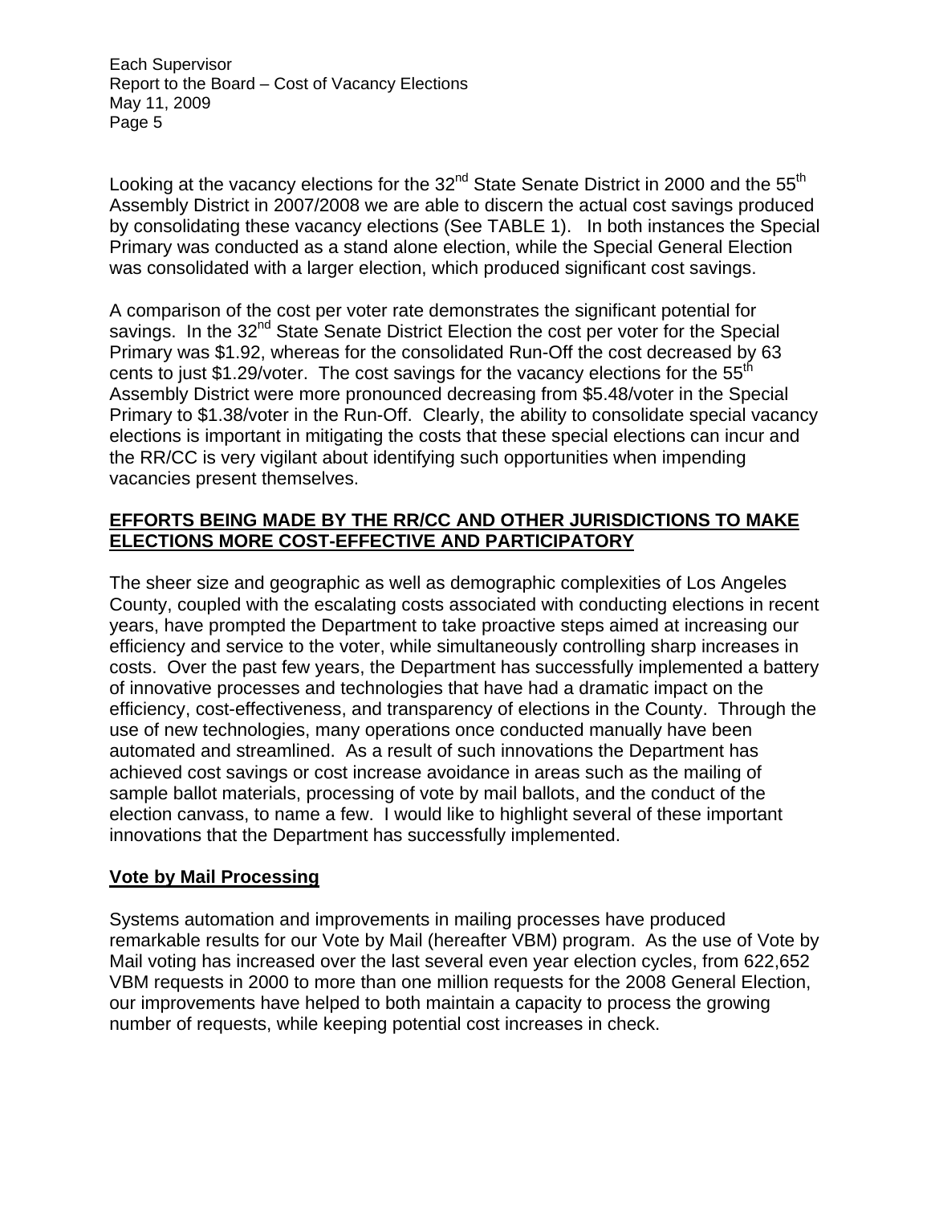Looking at the vacancy elections for the 32nd State Senate District in 2000 and the 55th Assembly District in 2007/2008 we are able to discern the actual cost savings produced by consolidating these vacancy elections (See TABLE 1). In both instances the Special Primary was conducted as a stand alone election, while the Special General Election was consolidated with a larger election, which produced significant cost savings.

A comparison of the cost per voter rate demonstrates the significant potential for savings. In the 32nd State Senate District Election the cost per voter for the Special Primary was $1.92, whereas for the consolidated Run-Off the cost decreased by 63 cents to just $1.29/voter. The cost savings for the vacancy elections for the 55th Assembly District were more pronounced decreasing from $5.48/voter in the Special Primary to $1.38/voter in the Run-Off. Clearly, the ability to consolidate special vacancy elections is important in mitigating the costs that these special elections can incur and the RR/CC is very vigilant about identifying such opportunities when impending vacancies present themselves.

## EFFORTS BEING MADE BY THE RR/CC AND OTHER JURISDICTIONS TO MAKE ELECTIONS MORE COST-EFFECTIVE AND PARTICIPATORY

The sheer size and geographic as well as demographic complexities of Los Angeles County, coupled with the escalating costs associated with conducting elections in recent years, have prompted the Department to take proactive steps aimed at increasing our efficiency and service to the voter, while simultaneously controlling sharp increases in costs. Over the past few years, the Department has successfully implemented a battery of innovative processes and technologies that have had a dramatic impact on the efficiency, cost-effectiveness, and transparency of elections in the County. Through the use of new technologies, many operations once conducted manually have been automated and streamlined. As a result of such innovations the Department has achieved cost savings or cost increase avoidance in areas such as the mailing of sample ballot materials, processing of vote by mail ballots, and the conduct of the election canvass, to name a few. I would like to highlight several of these important innovations that the Department has successfully implemented.

### Vote by Mail Processing

Systems automation and improvements in mailing processes have produced remarkable results for our Vote by Mail (hereafter VBM) program. As the use of Vote by Mail voting has increased over the last several even year election cycles, from 622,652 VBM requests in 2000 to more than one million requests for the 2008 General Election, our improvements have helped to both maintain a capacity to process the growing number of requests, while keeping potential cost increases in check.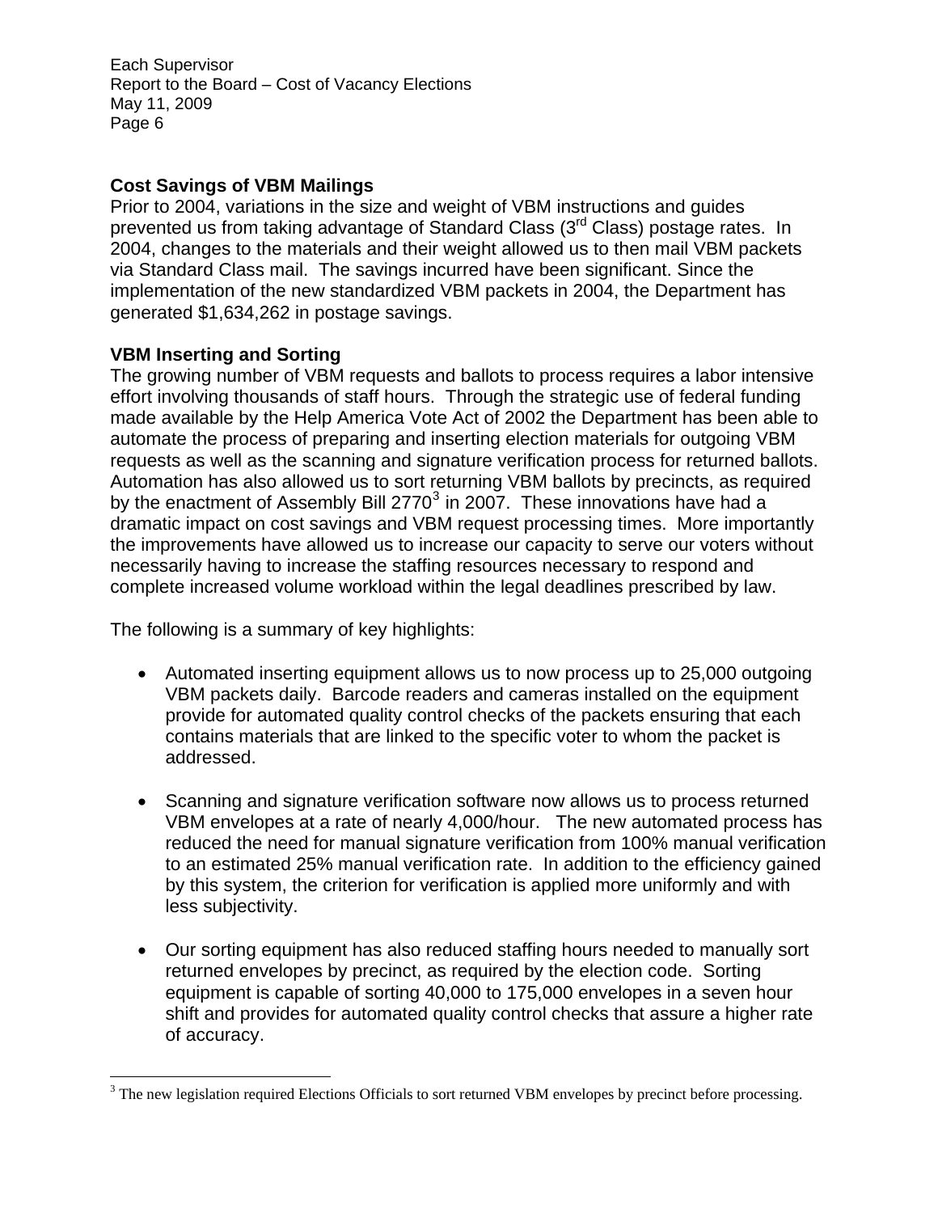**Cost Savings of VBM Mailings**

Prior to 2004, variations in the size and weight of VBM instructions and guides prevented us from taking advantage of Standard Class (3rd Class) postage rates. In 2004, changes to the materials and their weight allowed us to then mail VBM packets via Standard Class mail. The savings incurred have been significant. Since the implementation of the new standardized VBM packets in 2004, the Department has generated $1,634,262 in postage savings.

**VBM Inserting and Sorting**

The growing number of VBM requests and ballots to process requires a labor intensive effort involving thousands of staff hours. Through the strategic use of federal funding made available by the Help America Vote Act of 2002 the Department has been able to automate the process of preparing and inserting election materials for outgoing VBM requests as well as the scanning and signature verification process for returned ballots. Automation has also allowed us to sort returning VBM ballots by precincts, as required by the enactment of Assembly Bill 2770[3] in 2007. These innovations have had a dramatic impact on cost savings and VBM request processing times. More importantly the improvements have allowed us to increase our capacity to serve our voters without necessarily having to increase the staffing resources necessary to respond and complete increased volume workload within the legal deadlines prescribed by law.

The following is a summary of key highlights:

- Automated inserting equipment allows us to now process up to 25,000 outgoing VBM packets daily. Barcode readers and cameras installed on the equipment provide for automated quality control checks of the packets ensuring that each contains materials that are linked to the specific voter to whom the packet is addressed.

- Scanning and signature verification software now allows us to process returned VBM envelopes at a rate of nearly 4,000/hour. The new automated process has reduced the need for manual signature verification from 100% manual verification to an estimated 25% manual verification rate. In addition to the efficiency gained by this system, the criterion for verification is applied more uniformly and with less subjectivity.

- Our sorting equipment has also reduced staffing hours needed to manually sort returned envelopes by precinct, as required by the election code. Sorting equipment is capable of sorting 40,000 to 175,000 envelopes in a seven hour shift and provides for automated quality control checks that assure a higher rate of accuracy.

[3] The new legislation required Elections Officials to sort returned VBM envelopes by precinct before processing.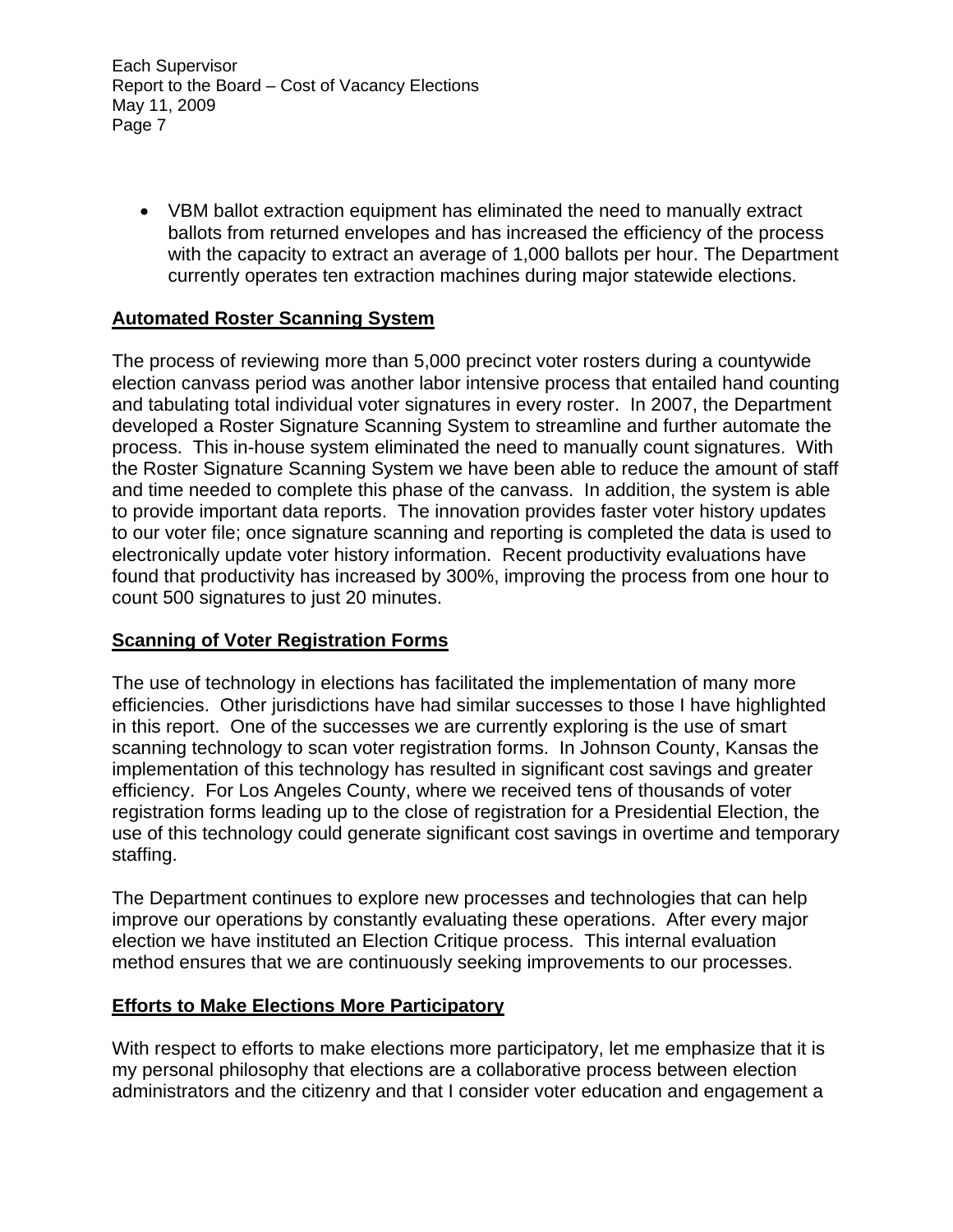- VBM ballot extraction equipment has eliminated the need to manually extract ballots from returned envelopes and has increased the efficiency of the process with the capacity to extract an average of 1,000 ballots per hour. The Department currently operates ten extraction machines during major statewide elections.

**Automated Roster Scanning System**

The process of reviewing more than 5,000 precinct voter rosters during a countywide election canvass period was another labor intensive process that entailed hand counting and tabulating total individual voter signatures in every roster. In 2007, the Department developed a Roster Signature Scanning System to streamline and further automate the process. This in-house system eliminated the need to manually count signatures. With the Roster Signature Scanning System we have been able to reduce the amount of staff and time needed to complete this phase of the canvass. In addition, the system is able to provide important data reports. The innovation provides faster voter history updates to our voter file; once signature scanning and reporting is completed the data is used to electronically update voter history information. Recent productivity evaluations have found that productivity has increased by 300%, improving the process from one hour to count 500 signatures to just 20 minutes.

**Scanning of Voter Registration Forms**

The use of technology in elections has facilitated the implementation of many more efficiencies. Other jurisdictions have had similar successes to those I have highlighted in this report. One of the successes we are currently exploring is the use of smart scanning technology to scan voter registration forms. In Johnson County, Kansas the implementation of this technology has resulted in significant cost savings and greater efficiency. For Los Angeles County, where we received tens of thousands of voter registration forms leading up to the close of registration for a Presidential Election, the use of this technology could generate significant cost savings in overtime and temporary staffing.

The Department continues to explore new processes and technologies that can help improve our operations by constantly evaluating these operations. After every major election we have instituted an Election Critique process. This internal evaluation method ensures that we are continuously seeking improvements to our processes.

**Efforts to Make Elections More Participatory**

With respect to efforts to make elections more participatory, let me emphasize that it is my personal philosophy that elections are a collaborative process between election administrators and the citizenry and that I consider voter education and engagement a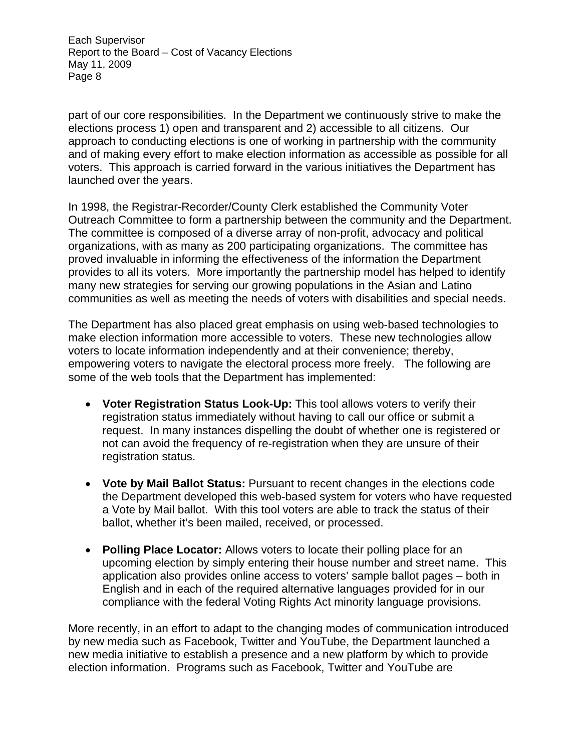part of our core responsibilities. In the Department we continuously strive to make the elections process 1) open and transparent and 2) accessible to all citizens. Our approach to conducting elections is one of working in partnership with the community and of making every effort to make election information as accessible as possible for all voters. This approach is carried forward in the various initiatives the Department has launched over the years.

In 1998, the Registrar-Recorder/County Clerk established the Community Voter Outreach Committee to form a partnership between the community and the Department. The committee is composed of a diverse array of non-profit, advocacy and political organizations, with as many as 200 participating organizations. The committee has proved invaluable in informing the effectiveness of the information the Department provides to all its voters. More importantly the partnership model has helped to identify many new strategies for serving our growing populations in the Asian and Latino communities as well as meeting the needs of voters with disabilities and special needs.

The Department has also placed great emphasis on using web-based technologies to make election information more accessible to voters. These new technologies allow voters to locate information independently and at their convenience; thereby, empowering voters to navigate the electoral process more freely. The following are some of the web tools that the Department has implemented:

- **Voter Registration Status Look-Up:** This tool allows voters to verify their registration status immediately without having to call our office or submit a request. In many instances dispelling the doubt of whether one is registered or not can avoid the frequency of re-registration when they are unsure of their registration status.

- **Vote by Mail Ballot Status:** Pursuant to recent changes in the elections code the Department developed this web-based system for voters who have requested a Vote by Mail ballot. With this tool voters are able to track the status of their ballot, whether it's been mailed, received, or processed.

- **Polling Place Locator:** Allows voters to locate their polling place for an upcoming election by simply entering their house number and street name. This application also provides online access to voters' sample ballot pages – both in English and in each of the required alternative languages provided for in our compliance with the federal Voting Rights Act minority language provisions.

More recently, in an effort to adapt to the changing modes of communication introduced by new media such as Facebook, Twitter and YouTube, the Department launched a new media initiative to establish a presence and a new platform by which to provide election information. Programs such as Facebook, Twitter and YouTube are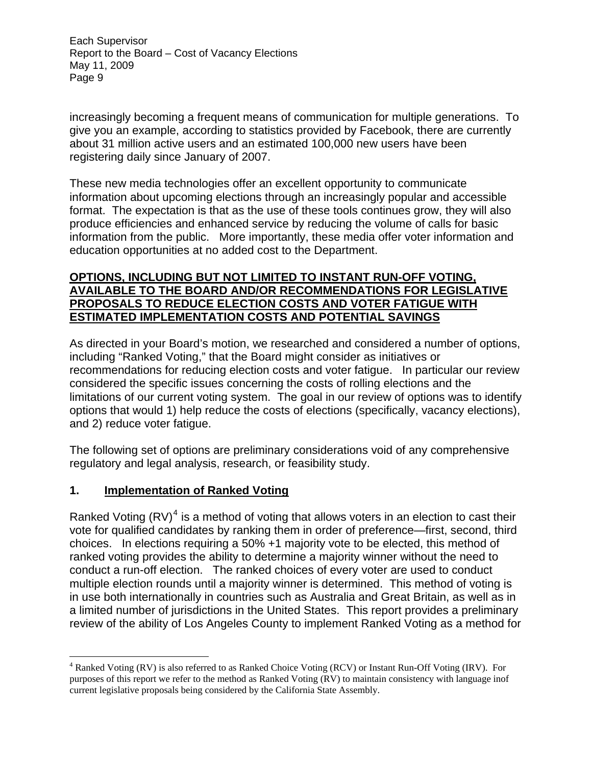increasingly becoming a frequent means of communication for multiple generations. To give you an example, according to statistics provided by Facebook, there are currently about 31 million active users and an estimated 100,000 new users have been registering daily since January of 2007.

These new media technologies offer an excellent opportunity to communicate information about upcoming elections through an increasingly popular and accessible format. The expectation is that as the use of these tools continues grow, they will also produce efficiencies and enhanced service by reducing the volume of calls for basic information from the public. More importantly, these media offer voter information and education opportunities at no added cost to the Department.

**OPTIONS, INCLUDING BUT NOT LIMITED TO INSTANT RUN-OFF VOTING, AVAILABLE TO THE BOARD AND/OR RECOMMENDATIONS FOR LEGISLATIVE PROPOSALS TO REDUCE ELECTION COSTS AND VOTER FATIGUE WITH ESTIMATED IMPLEMENTATION COSTS AND POTENTIAL SAVINGS**

As directed in your Board's motion, we researched and considered a number of options, including "Ranked Voting," that the Board might consider as initiatives or recommendations for reducing election costs and voter fatigue. In particular our review considered the specific issues concerning the costs of rolling elections and the limitations of our current voting system. The goal in our review of options was to identify options that would 1) help reduce the costs of elections (specifically, vacancy elections), and 2) reduce voter fatigue.

The following set of options are preliminary considerations void of any comprehensive regulatory and legal analysis, research, or feasibility study.

## 1. Implementation of Ranked Voting

Ranked Voting (RV)[4] is a method of voting that allows voters in an election to cast their vote for qualified candidates by ranking them in order of preference—first, second, third choices. In elections requiring a 50% +1 majority vote to be elected, this method of ranked voting provides the ability to determine a majority winner without the need to conduct a run-off election. The ranked choices of every voter are used to conduct multiple election rounds until a majority winner is determined. This method of voting is in use both internationally in countries such as Australia and Great Britain, as well as in a limited number of jurisdictions in the United States. This report provides a preliminary review of the ability of Los Angeles County to implement Ranked Voting as a method for

---

[4] Ranked Voting (RV) is also referred to as Ranked Choice Voting (RCV) or Instant Run-Off Voting (IRV). For purposes of this report we refer to the method as Ranked Voting (RV) to maintain consistency with language inof current legislative proposals being considered by the California State Assembly.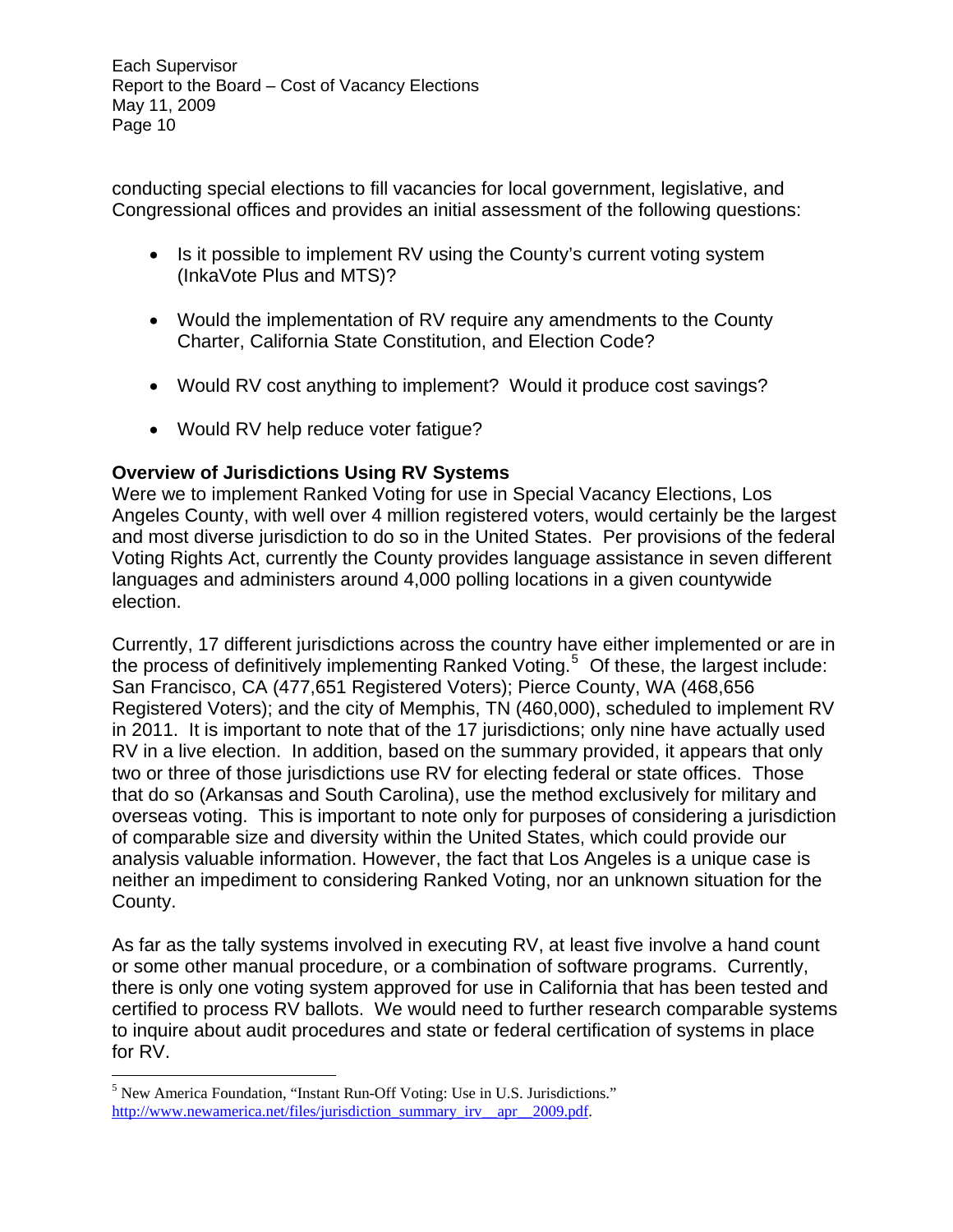conducting special elections to fill vacancies for local government, legislative, and Congressional offices and provides an initial assessment of the following questions:

- Is it possible to implement RV using the County's current voting system (InkaVote Plus and MTS)?
- Would the implementation of RV require any amendments to the County Charter, California State Constitution, and Election Code?
- Would RV cost anything to implement? Would it produce cost savings?
- Would RV help reduce voter fatigue?

**Overview of Jurisdictions Using RV Systems**

Were we to implement Ranked Voting for use in Special Vacancy Elections, Los Angeles County, with well over 4 million registered voters, would certainly be the largest and most diverse jurisdiction to do so in the United States. Per provisions of the federal Voting Rights Act, currently the County provides language assistance in seven different languages and administers around 4,000 polling locations in a given countywide election.

Currently, 17 different jurisdictions across the country have either implemented or are in the process of definitively implementing Ranked Voting.[5] Of these, the largest include: San Francisco, CA (477,651 Registered Voters); Pierce County, WA (468,656 Registered Voters); and the city of Memphis, TN (460,000), scheduled to implement RV in 2011. It is important to note that of the 17 jurisdictions; only nine have actually used RV in a live election. In addition, based on the summary provided, it appears that only two or three of those jurisdictions use RV for electing federal or state offices. Those that do so (Arkansas and South Carolina), use the method exclusively for military and overseas voting. This is important to note only for purposes of considering a jurisdiction of comparable size and diversity within the United States, which could provide our analysis valuable information. However, the fact that Los Angeles is a unique case is neither an impediment to considering Ranked Voting, nor an unknown situation for the County.

As far as the tally systems involved in executing RV, at least five involve a hand count or some other manual procedure, or a combination of software programs. Currently, there is only one voting system approved for use in California that has been tested and certified to process RV ballots. We would need to further research comparable systems to inquire about audit procedures and state or federal certification of systems in place for RV.

---

[5] New America Foundation, "Instant Run-Off Voting: Use in U.S. Jurisdictions." http://www.newamerica.net/files/jurisdiction_summary_irv__apr__2009.pdf.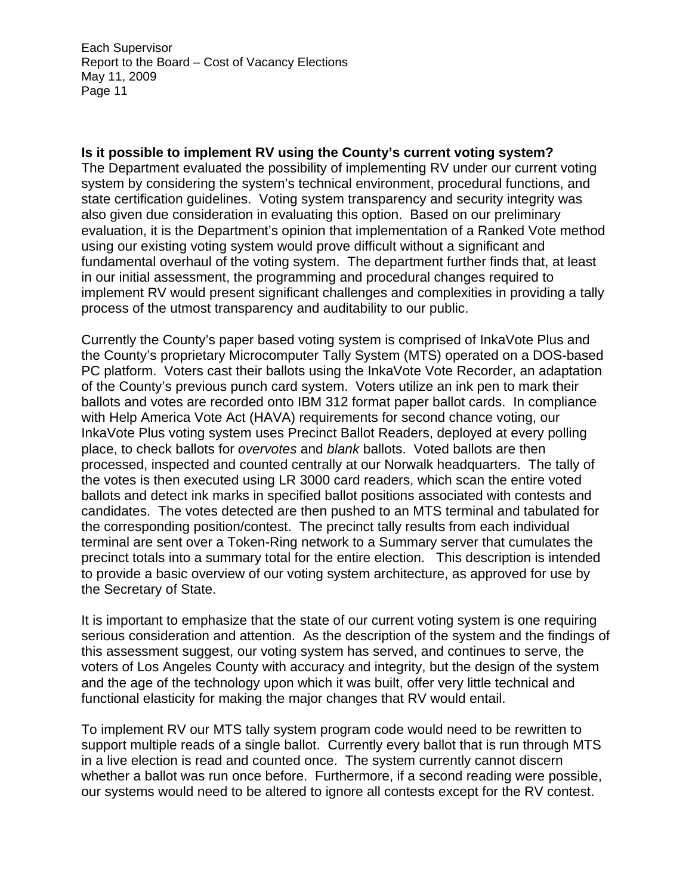**Is it possible to implement RV using the County's current voting system?**
The Department evaluated the possibility of implementing RV under our current voting system by considering the system's technical environment, procedural functions, and state certification guidelines. Voting system transparency and security integrity was also given due consideration in evaluating this option. Based on our preliminary evaluation, it is the Department's opinion that implementation of a Ranked Vote method using our existing voting system would prove difficult without a significant and fundamental overhaul of the voting system. The department further finds that, at least in our initial assessment, the programming and procedural changes required to implement RV would present significant challenges and complexities in providing a tally process of the utmost transparency and auditability to our public.

Currently the County's paper based voting system is comprised of InkaVote Plus and the County's proprietary Microcomputer Tally System (MTS) operated on a DOS-based PC platform. Voters cast their ballots using the InkaVote Vote Recorder, an adaptation of the County's previous punch card system. Voters utilize an ink pen to mark their ballots and votes are recorded onto IBM 312 format paper ballot cards. In compliance with Help America Vote Act (HAVA) requirements for second chance voting, our InkaVote Plus voting system uses Precinct Ballot Readers, deployed at every polling place, to check ballots for *overvotes* and *blank* ballots. Voted ballots are then processed, inspected and counted centrally at our Norwalk headquarters. The tally of the votes is then executed using LR 3000 card readers, which scan the entire voted ballots and detect ink marks in specified ballot positions associated with contests and candidates. The votes detected are then pushed to an MTS terminal and tabulated for the corresponding position/contest. The precinct tally results from each individual terminal are sent over a Token-Ring network to a Summary server that cumulates the precinct totals into a summary total for the entire election. This description is intended to provide a basic overview of our voting system architecture, as approved for use by the Secretary of State.

It is important to emphasize that the state of our current voting system is one requiring serious consideration and attention. As the description of the system and the findings of this assessment suggest, our voting system has served, and continues to serve, the voters of Los Angeles County with accuracy and integrity, but the design of the system and the age of the technology upon which it was built, offer very little technical and functional elasticity for making the major changes that RV would entail.

To implement RV our MTS tally system program code would need to be rewritten to support multiple reads of a single ballot. Currently every ballot that is run through MTS in a live election is read and counted once. The system currently cannot discern whether a ballot was run once before. Furthermore, if a second reading were possible, our systems would need to be altered to ignore all contests except for the RV contest.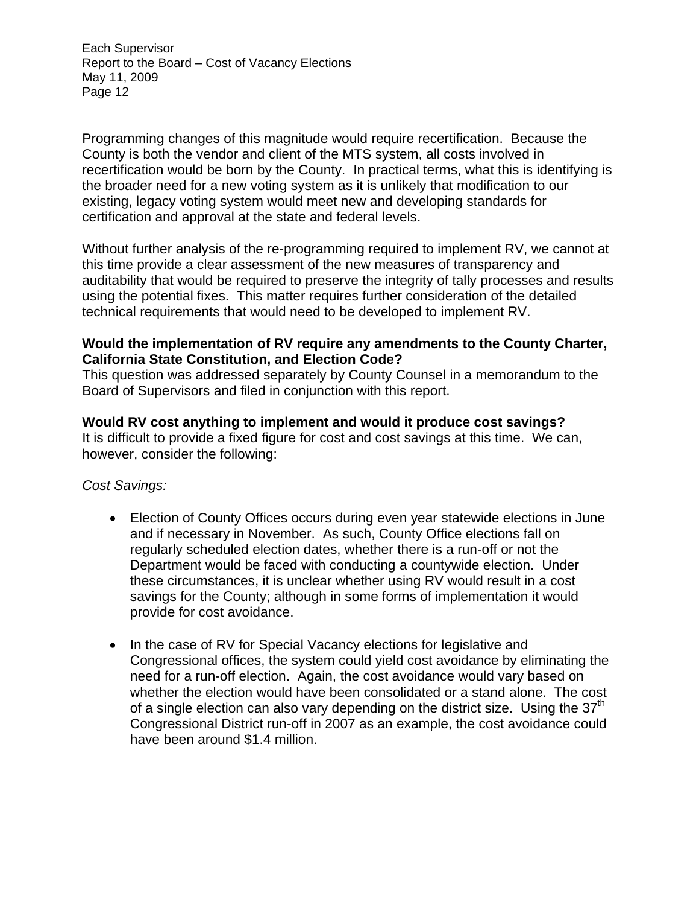Programming changes of this magnitude would require recertification. Because the County is both the vendor and client of the MTS system, all costs involved in recertification would be born by the County. In practical terms, what this is identifying is the broader need for a new voting system as it is unlikely that modification to our existing, legacy voting system would meet new and developing standards for certification and approval at the state and federal levels.

Without further analysis of the re-programming required to implement RV, we cannot at this time provide a clear assessment of the new measures of transparency and auditability that would be required to preserve the integrity of tally processes and results using the potential fixes. This matter requires further consideration of the detailed technical requirements that would need to be developed to implement RV.

**Would the implementation of RV require any amendments to the County Charter, California State Constitution, and Election Code?**

This question was addressed separately by County Counsel in a memorandum to the Board of Supervisors and filed in conjunction with this report.

**Would RV cost anything to implement and would it produce cost savings?**

It is difficult to provide a fixed figure for cost and cost savings at this time. We can, however, consider the following:

*Cost Savings:*

- Election of County Offices occurs during even year statewide elections in June and if necessary in November. As such, County Office elections fall on regularly scheduled election dates, whether there is a run-off or not the Department would be faced with conducting a countywide election. Under these circumstances, it is unclear whether using RV would result in a cost savings for the County; although in some forms of implementation it would provide for cost avoidance.

- In the case of RV for Special Vacancy elections for legislative and Congressional offices, the system could yield cost avoidance by eliminating the need for a run-off election. Again, the cost avoidance would vary based on whether the election would have been consolidated or a stand alone. The cost of a single election can also vary depending on the district size. Using the 37th Congressional District run-off in 2007 as an example, the cost avoidance could have been around $1.4 million.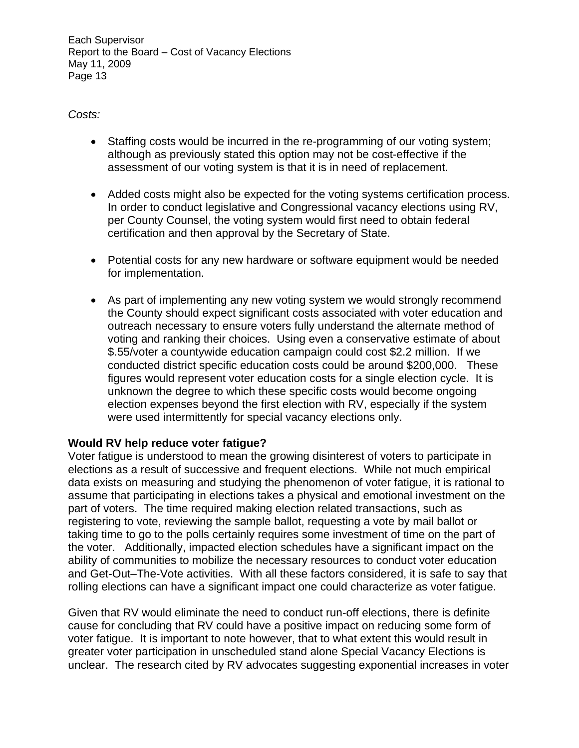*Costs:*

- Staffing costs would be incurred in the re-programming of our voting system; although as previously stated this option may not be cost-effective if the assessment of our voting system is that it is in need of replacement.

- Added costs might also be expected for the voting systems certification process. In order to conduct legislative and Congressional vacancy elections using RV, per County Counsel, the voting system would first need to obtain federal certification and then approval by the Secretary of State.

- Potential costs for any new hardware or software equipment would be needed for implementation.

- As part of implementing any new voting system we would strongly recommend the County should expect significant costs associated with voter education and outreach necessary to ensure voters fully understand the alternate method of voting and ranking their choices. Using even a conservative estimate of about $.55/voter a countywide education campaign could cost $2.2 million. If we conducted district specific education costs could be around $200,000. These figures would represent voter education costs for a single election cycle. It is unknown the degree to which these specific costs would become ongoing election expenses beyond the first election with RV, especially if the system were used intermittently for special vacancy elections only.

**Would RV help reduce voter fatigue?**

Voter fatigue is understood to mean the growing disinterest of voters to participate in elections as a result of successive and frequent elections. While not much empirical data exists on measuring and studying the phenomenon of voter fatigue, it is rational to assume that participating in elections takes a physical and emotional investment on the part of voters. The time required making election related transactions, such as registering to vote, reviewing the sample ballot, requesting a vote by mail ballot or taking time to go to the polls certainly requires some investment of time on the part of the voter. Additionally, impacted election schedules have a significant impact on the ability of communities to mobilize the necessary resources to conduct voter education and Get-Out–The-Vote activities. With all these factors considered, it is safe to say that rolling elections can have a significant impact one could characterize as voter fatigue.

Given that RV would eliminate the need to conduct run-off elections, there is definite cause for concluding that RV could have a positive impact on reducing some form of voter fatigue. It is important to note however, that to what extent this would result in greater voter participation in unscheduled stand alone Special Vacancy Elections is unclear. The research cited by RV advocates suggesting exponential increases in voter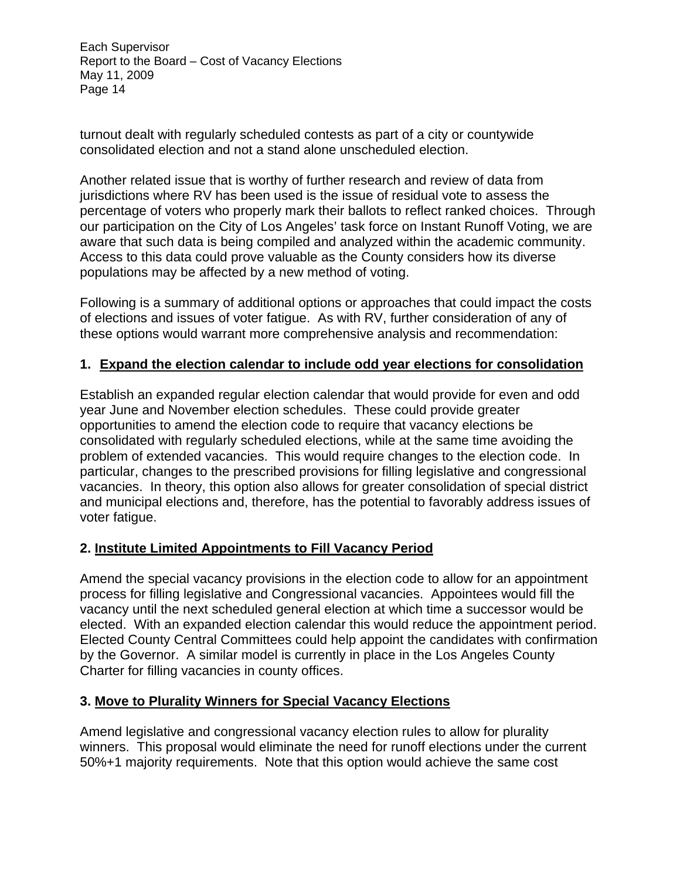turnout dealt with regularly scheduled contests as part of a city or countywide consolidated election and not a stand alone unscheduled election.

Another related issue that is worthy of further research and review of data from jurisdictions where RV has been used is the issue of residual vote to assess the percentage of voters who properly mark their ballots to reflect ranked choices. Through our participation on the City of Los Angeles' task force on Instant Runoff Voting, we are aware that such data is being compiled and analyzed within the academic community. Access to this data could prove valuable as the County considers how its diverse populations may be affected by a new method of voting.

Following is a summary of additional options or approaches that could impact the costs of elections and issues of voter fatigue. As with RV, further consideration of any of these options would warrant more comprehensive analysis and recommendation:

**1. <u>Expand the election calendar to include odd year elections for consolidation</u>**

Establish an expanded regular election calendar that would provide for even and odd year June and November election schedules. These could provide greater opportunities to amend the election code to require that vacancy elections be consolidated with regularly scheduled elections, while at the same time avoiding the problem of extended vacancies. This would require changes to the election code. In particular, changes to the prescribed provisions for filling legislative and congressional vacancies. In theory, this option also allows for greater consolidation of special district and municipal elections and, therefore, has the potential to favorably address issues of voter fatigue.

**2. <u>Institute Limited Appointments to Fill Vacancy Period</u>**

Amend the special vacancy provisions in the election code to allow for an appointment process for filling legislative and Congressional vacancies. Appointees would fill the vacancy until the next scheduled general election at which time a successor would be elected. With an expanded election calendar this would reduce the appointment period. Elected County Central Committees could help appoint the candidates with confirmation by the Governor. A similar model is currently in place in the Los Angeles County Charter for filling vacancies in county offices.

**3. <u>Move to Plurality Winners for Special Vacancy Elections</u>**

Amend legislative and congressional vacancy election rules to allow for plurality winners. This proposal would eliminate the need for runoff elections under the current 50%+1 majority requirements. Note that this option would achieve the same cost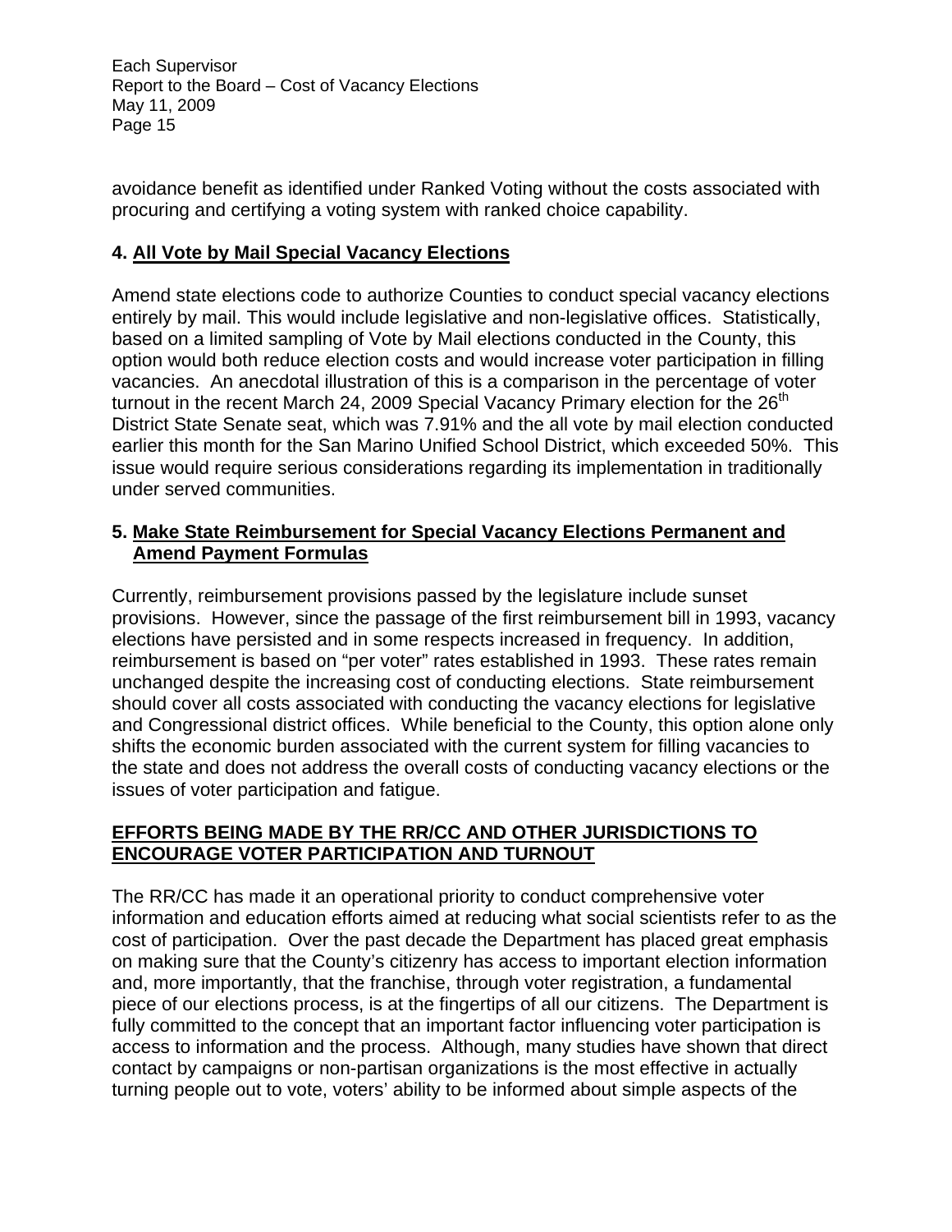avoidance benefit as identified under Ranked Voting without the costs associated with procuring and certifying a voting system with ranked choice capability.

### 4. All Vote by Mail Special Vacancy Elections

Amend state elections code to authorize Counties to conduct special vacancy elections entirely by mail. This would include legislative and non-legislative offices. Statistically, based on a limited sampling of Vote by Mail elections conducted in the County, this option would both reduce election costs and would increase voter participation in filling vacancies. An anecdotal illustration of this is a comparison in the percentage of voter turnout in the recent March 24, 2009 Special Vacancy Primary election for the 26th District State Senate seat, which was 7.91% and the all vote by mail election conducted earlier this month for the San Marino Unified School District, which exceeded 50%. This issue would require serious considerations regarding its implementation in traditionally under served communities.

### 5. Make State Reimbursement for Special Vacancy Elections Permanent and Amend Payment Formulas

Currently, reimbursement provisions passed by the legislature include sunset provisions. However, since the passage of the first reimbursement bill in 1993, vacancy elections have persisted and in some respects increased in frequency. In addition, reimbursement is based on "per voter" rates established in 1993. These rates remain unchanged despite the increasing cost of conducting elections. State reimbursement should cover all costs associated with conducting the vacancy elections for legislative and Congressional district offices. While beneficial to the County, this option alone only shifts the economic burden associated with the current system for filling vacancies to the state and does not address the overall costs of conducting vacancy elections or the issues of voter participation and fatigue.

## EFFORTS BEING MADE BY THE RR/CC AND OTHER JURISDICTIONS TO ENCOURAGE VOTER PARTICIPATION AND TURNOUT

The RR/CC has made it an operational priority to conduct comprehensive voter information and education efforts aimed at reducing what social scientists refer to as the cost of participation. Over the past decade the Department has placed great emphasis on making sure that the County's citizenry has access to important election information and, more importantly, that the franchise, through voter registration, a fundamental piece of our elections process, is at the fingertips of all our citizens. The Department is fully committed to the concept that an important factor influencing voter participation is access to information and the process. Although, many studies have shown that direct contact by campaigns or non-partisan organizations is the most effective in actually turning people out to vote, voters' ability to be informed about simple aspects of the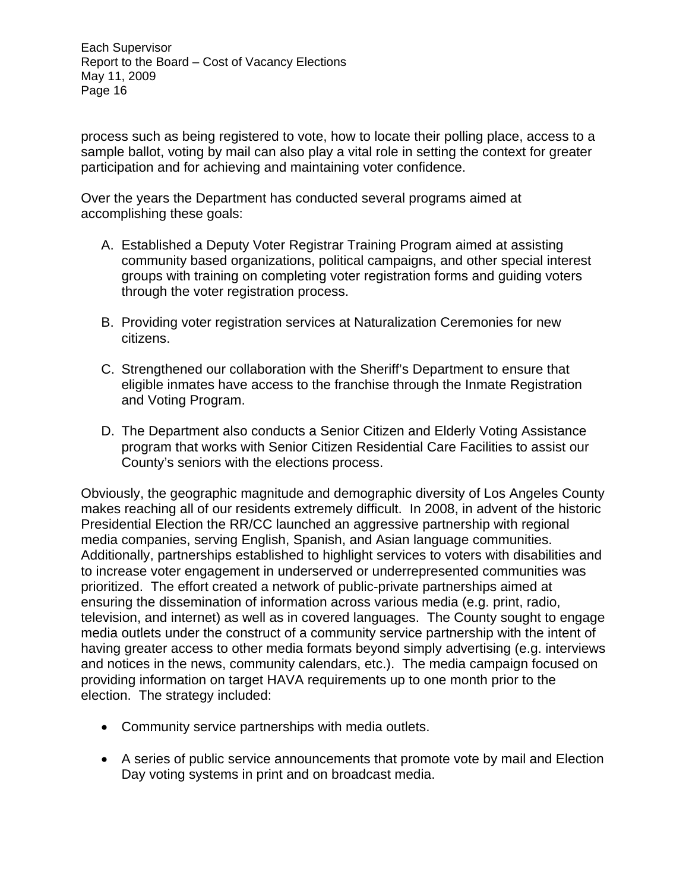process such as being registered to vote, how to locate their polling place, access to a sample ballot, voting by mail can also play a vital role in setting the context for greater participation and for achieving and maintaining voter confidence.

Over the years the Department has conducted several programs aimed at accomplishing these goals:

A. Established a Deputy Voter Registrar Training Program aimed at assisting community based organizations, political campaigns, and other special interest groups with training on completing voter registration forms and guiding voters through the voter registration process.

B. Providing voter registration services at Naturalization Ceremonies for new citizens.

C. Strengthened our collaboration with the Sheriff's Department to ensure that eligible inmates have access to the franchise through the Inmate Registration and Voting Program.

D. The Department also conducts a Senior Citizen and Elderly Voting Assistance program that works with Senior Citizen Residential Care Facilities to assist our County's seniors with the elections process.

Obviously, the geographic magnitude and demographic diversity of Los Angeles County makes reaching all of our residents extremely difficult. In 2008, in advent of the historic Presidential Election the RR/CC launched an aggressive partnership with regional media companies, serving English, Spanish, and Asian language communities. Additionally, partnerships established to highlight services to voters with disabilities and to increase voter engagement in underserved or underrepresented communities was prioritized. The effort created a network of public-private partnerships aimed at ensuring the dissemination of information across various media (e.g. print, radio, television, and internet) as well as in covered languages. The County sought to engage media outlets under the construct of a community service partnership with the intent of having greater access to other media formats beyond simply advertising (e.g. interviews and notices in the news, community calendars, etc.). The media campaign focused on providing information on target HAVA requirements up to one month prior to the election. The strategy included:

- Community service partnerships with media outlets.

- A series of public service announcements that promote vote by mail and Election Day voting systems in print and on broadcast media.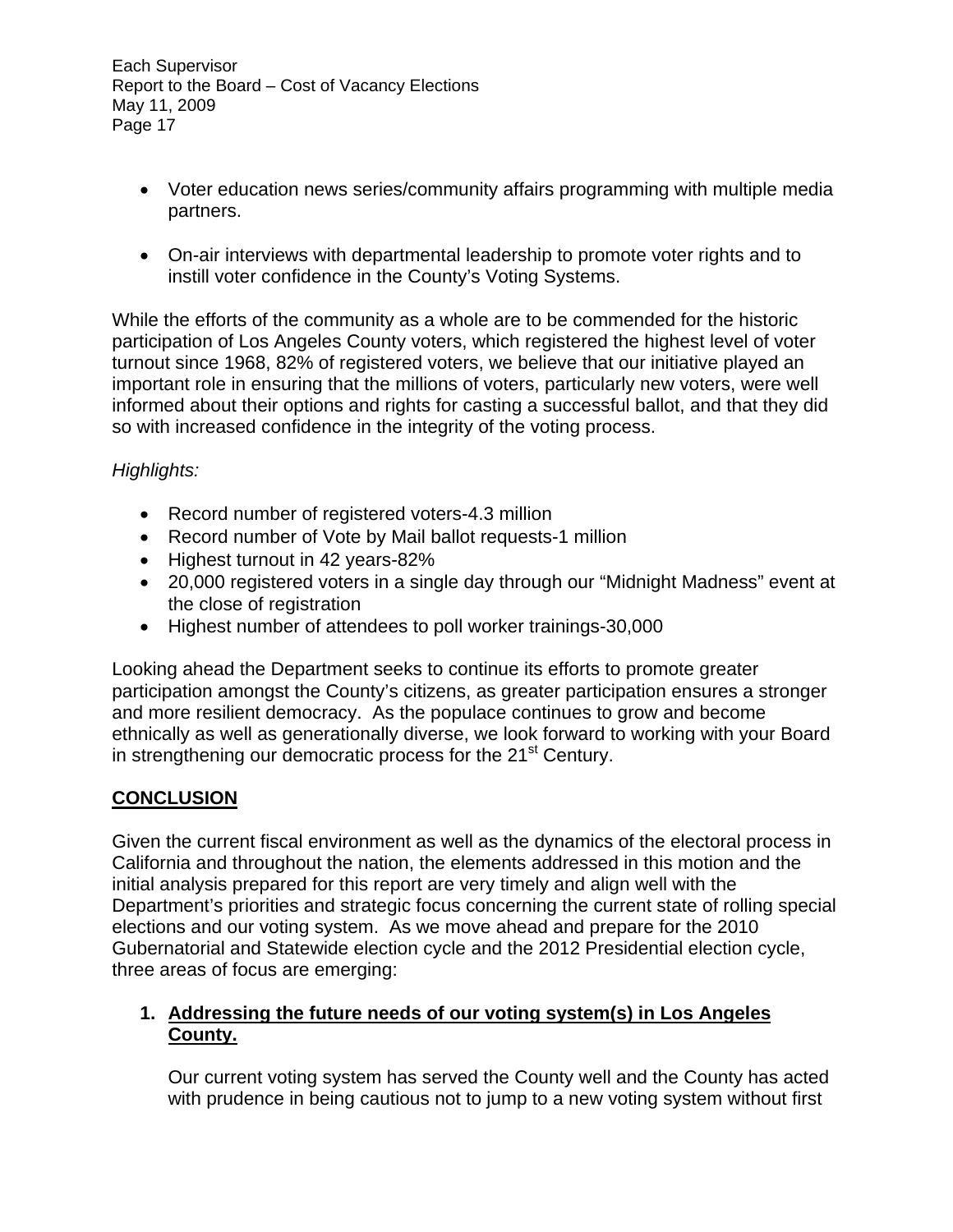- Voter education news series/community affairs programming with multiple media partners.

- On-air interviews with departmental leadership to promote voter rights and to instill voter confidence in the County's Voting Systems.

While the efforts of the community as a whole are to be commended for the historic participation of Los Angeles County voters, which registered the highest level of voter turnout since 1968, 82% of registered voters, we believe that our initiative played an important role in ensuring that the millions of voters, particularly new voters, were well informed about their options and rights for casting a successful ballot, and that they did so with increased confidence in the integrity of the voting process.

*Highlights:*

- Record number of registered voters-4.3 million
- Record number of Vote by Mail ballot requests-1 million
- Highest turnout in 42 years-82%
- 20,000 registered voters in a single day through our "Midnight Madness" event at the close of registration
- Highest number of attendees to poll worker trainings-30,000

Looking ahead the Department seeks to continue its efforts to promote greater participation amongst the County's citizens, as greater participation ensures a stronger and more resilient democracy. As the populace continues to grow and become ethnically as well as generationally diverse, we look forward to working with your Board in strengthening our democratic process for the 21st Century.

## CONCLUSION

Given the current fiscal environment as well as the dynamics of the electoral process in California and throughout the nation, the elements addressed in this motion and the initial analysis prepared for this report are very timely and align well with the Department's priorities and strategic focus concerning the current state of rolling special elections and our voting system. As we move ahead and prepare for the 2010 Gubernatorial and Statewide election cycle and the 2012 Presidential election cycle, three areas of focus are emerging:

1. **Addressing the future needs of our voting system(s) in Los Angeles County.**

   Our current voting system has served the County well and the County has acted with prudence in being cautious not to jump to a new voting system without first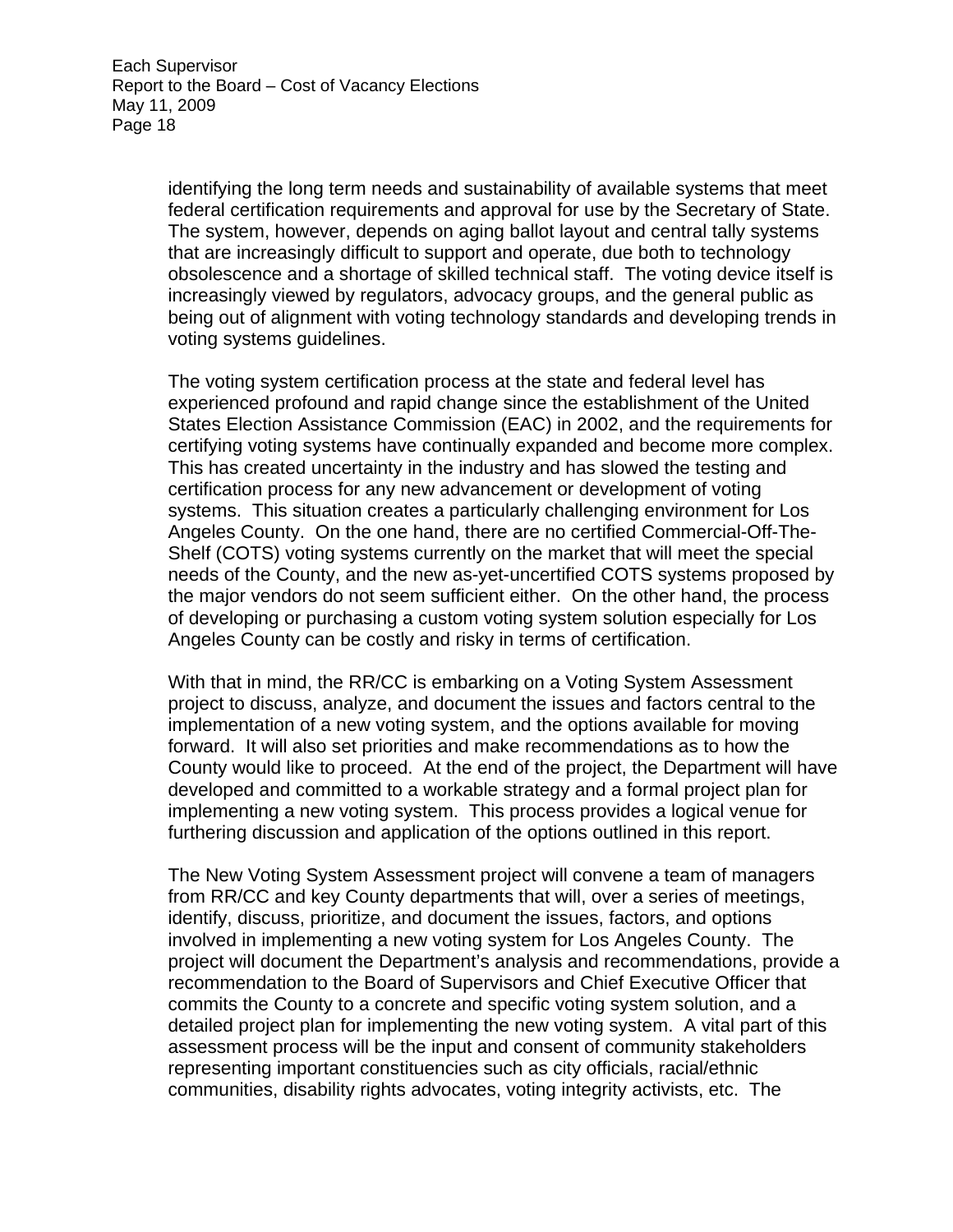identifying the long term needs and sustainability of available systems that meet federal certification requirements and approval for use by the Secretary of State. The system, however, depends on aging ballot layout and central tally systems that are increasingly difficult to support and operate, due both to technology obsolescence and a shortage of skilled technical staff. The voting device itself is increasingly viewed by regulators, advocacy groups, and the general public as being out of alignment with voting technology standards and developing trends in voting systems guidelines.

The voting system certification process at the state and federal level has experienced profound and rapid change since the establishment of the United States Election Assistance Commission (EAC) in 2002, and the requirements for certifying voting systems have continually expanded and become more complex. This has created uncertainty in the industry and has slowed the testing and certification process for any new advancement or development of voting systems. This situation creates a particularly challenging environment for Los Angeles County. On the one hand, there are no certified Commercial-Off-The-Shelf (COTS) voting systems currently on the market that will meet the special needs of the County, and the new as-yet-uncertified COTS systems proposed by the major vendors do not seem sufficient either. On the other hand, the process of developing or purchasing a custom voting system solution especially for Los Angeles County can be costly and risky in terms of certification.

With that in mind, the RR/CC is embarking on a Voting System Assessment project to discuss, analyze, and document the issues and factors central to the implementation of a new voting system, and the options available for moving forward. It will also set priorities and make recommendations as to how the County would like to proceed. At the end of the project, the Department will have developed and committed to a workable strategy and a formal project plan for implementing a new voting system. This process provides a logical venue for furthering discussion and application of the options outlined in this report.

The New Voting System Assessment project will convene a team of managers from RR/CC and key County departments that will, over a series of meetings, identify, discuss, prioritize, and document the issues, factors, and options involved in implementing a new voting system for Los Angeles County. The project will document the Department's analysis and recommendations, provide a recommendation to the Board of Supervisors and Chief Executive Officer that commits the County to a concrete and specific voting system solution, and a detailed project plan for implementing the new voting system. A vital part of this assessment process will be the input and consent of community stakeholders representing important constituencies such as city officials, racial/ethnic communities, disability rights advocates, voting integrity activists, etc. The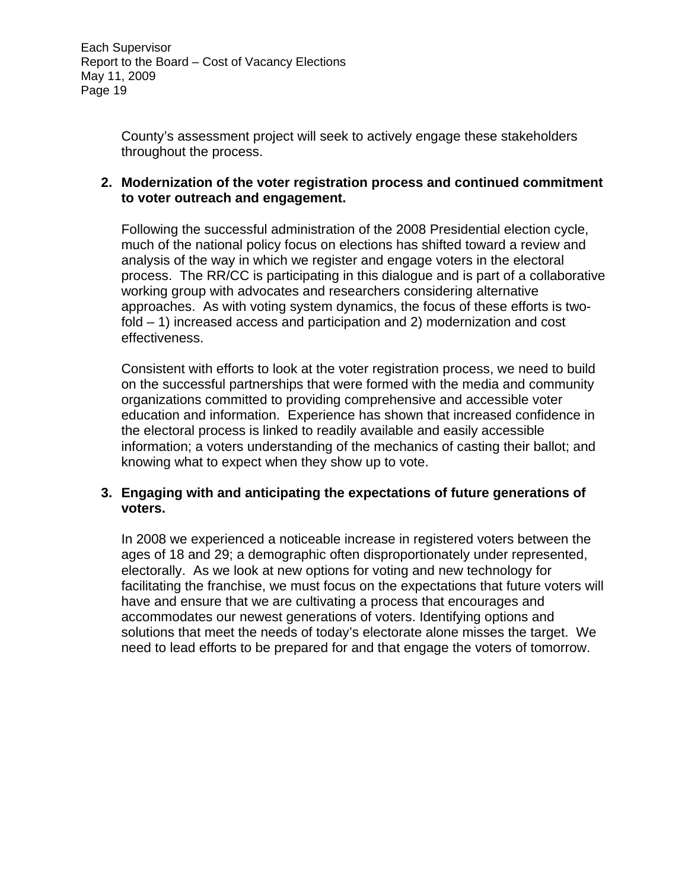County's assessment project will seek to actively engage these stakeholders throughout the process.

2. **Modernization of the voter registration process and continued commitment to voter outreach and engagement.**

   Following the successful administration of the 2008 Presidential election cycle, much of the national policy focus on elections has shifted toward a review and analysis of the way in which we register and engage voters in the electoral process. The RR/CC is participating in this dialogue and is part of a collaborative working group with advocates and researchers considering alternative approaches. As with voting system dynamics, the focus of these efforts is two-fold – 1) increased access and participation and 2) modernization and cost effectiveness.

   Consistent with efforts to look at the voter registration process, we need to build on the successful partnerships that were formed with the media and community organizations committed to providing comprehensive and accessible voter education and information. Experience has shown that increased confidence in the electoral process is linked to readily available and easily accessible information; a voters understanding of the mechanics of casting their ballot; and knowing what to expect when they show up to vote.

3. **Engaging with and anticipating the expectations of future generations of voters.**

   In 2008 we experienced a noticeable increase in registered voters between the ages of 18 and 29; a demographic often disproportionately under represented, electorally. As we look at new options for voting and new technology for facilitating the franchise, we must focus on the expectations that future voters will have and ensure that we are cultivating a process that encourages and accommodates our newest generations of voters. Identifying options and solutions that meet the needs of today's electorate alone misses the target. We need to lead efforts to be prepared for and that engage the voters of tomorrow.